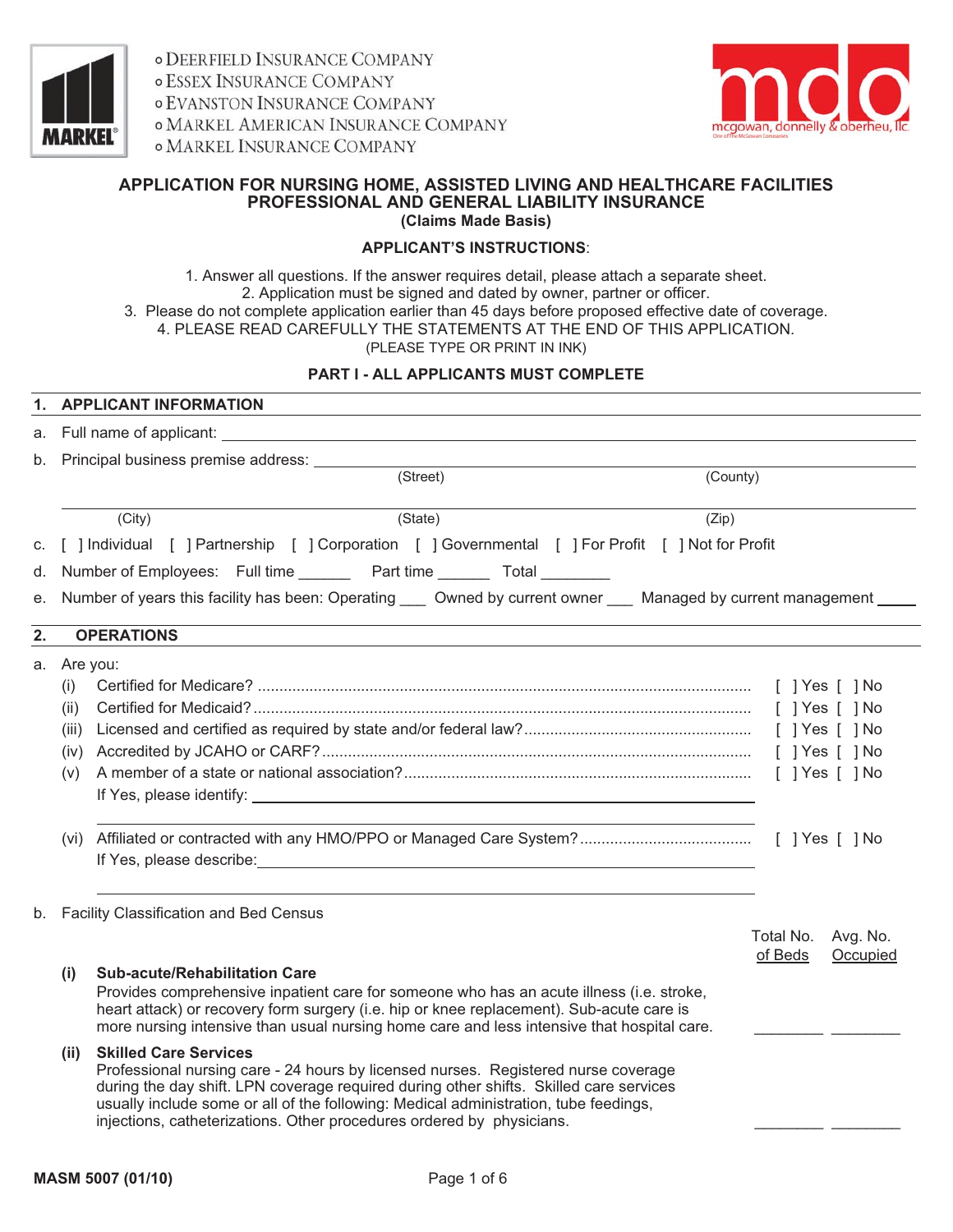- DEERFIELD INSURANCE COMPANY
- ESSEX INSURANCE COMPANY
- EVANSTON INSURANCE COMPANY
- MARKEL AMERICAN INSURANCE COMPANY
- MARKEL INSURANCE COMPANY

mdo mcgowan, donnelly & oberheu, llc

# APPLICATION FOR NURSING HOME, ASSISTED LIVING AND HEALTHCARE FACILITIES PROFESSIONAL AND GENERAL LIABILITY INSURANCE

**(Claims Made Basis)**

**APPLICANT'S INSTRUCTIONS**:

1. Answer all questions. If the answer requires detail, please attach a separate sheet.
2. Application must be signed and dated by owner, partner or officer.
3. Please do not complete application earlier than 45 days before proposed effective date of coverage.
4. PLEASE READ CAREFULLY THE STATEMENTS AT THE END OF THIS APPLICATION.

(PLEASE TYPE OR PRINT IN INK)

## PART I - ALL APPLICANTS MUST COMPLETE

### 1. APPLICANT INFORMATION

a. Full name of applicant: ____________________

b. Principal business premise address: ____________________
(Street) (County)

____________________
(City) (State) (Zip)

c. [ ] Individual [ ] Partnership [ ] Corporation [ ] Governmental [ ] For Profit [ ] Not for Profit

d. Number of Employees: Full time ______ Part time ______ Total ________

e. Number of years this facility has been: Operating ___ Owned by current owner ___ Managed by current management ____

### 2. OPERATIONS

a. Are you:

(i) Certified for Medicare? .................... [ ] Yes [ ] No

(ii) Certified for Medicaid? .................... [ ] Yes [ ] No

(iii) Licensed and certified as required by state and/or federal law? .................... [ ] Yes [ ] No

(iv) Accredited by JCAHO or CARF? .................... [ ] Yes [ ] No

(v) A member of a state or national association? .................... [ ] Yes [ ] No

If Yes, please identify: ____________________

(vi) Affiliated or contracted with any HMO/PPO or Managed Care System? .................... [ ] Yes [ ] No

If Yes, please describe: ____________________

b. Facility Classification and Bed Census

| | Total No. of Beds | Avg. No. Occupied |
|---|---|---|
| **(i) Sub-acute/Rehabilitation Care** Provides comprehensive inpatient care for someone who has an acute illness (i.e. stroke, heart attack) or recovery form surgery (i.e. hip or knee replacement). Sub-acute care is more nursing intensive than usual nursing home care and less intensive that hospital care. | ________ | ________ |
| **(ii) Skilled Care Services** Professional nursing care - 24 hours by licensed nurses. Registered nurse coverage during the day shift. LPN coverage required during other shifts. Skilled care services usually include some or all of the following: Medical administration, tube feedings, injections, catheterizations. Other procedures ordered by physicians. | ________ | ________ |

MASM 5007 (01/10)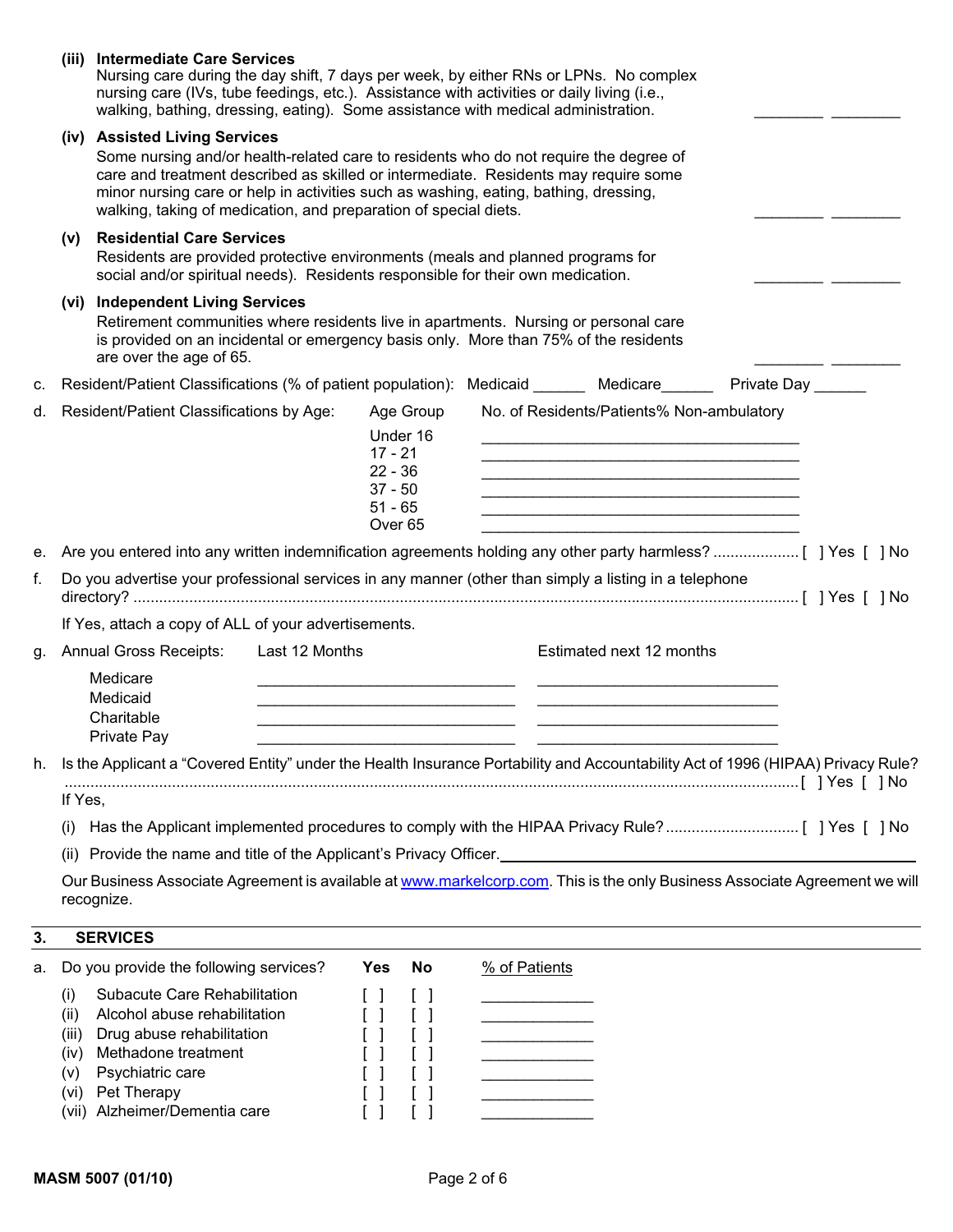**(iii) Intermediate Care Services**
Nursing care during the day shift, 7 days per week, by either RNs or LPNs. No complex nursing care (IVs, tube feedings, etc.). Assistance with activities or daily living (i.e., walking, bathing, dressing, eating). Some assistance with medical administration. ________ ________

**(iv) Assisted Living Services**
Some nursing and/or health-related care to residents who do not require the degree of care and treatment described as skilled or intermediate. Residents may require some minor nursing care or help in activities such as washing, eating, bathing, dressing, walking, taking of medication, and preparation of special diets. ________ ________

**(v) Residential Care Services**
Residents are provided protective environments (meals and planned programs for social and/or spiritual needs). Residents responsible for their own medication. ________ ________

**(vi) Independent Living Services**
Retirement communities where residents live in apartments. Nursing or personal care is provided on an incidental or emergency basis only. More than 75% of the residents are over the age of 65. ________ ________

c. Resident/Patient Classifications (% of patient population): Medicaid ______ Medicare______ Private Day ______

d. Resident/Patient Classifications by Age:

| Age Group | No. of Residents/Patients% Non-ambulatory |
|---|---|
| Under 16 | ________________ |
| 17 - 21 | ________________ |
| 22 - 36 | ________________ |
| 37 - 50 | ________________ |
| 51 - 65 | ________________ |
| Over 65 | ________________ |

e. Are you entered into any written indemnification agreements holding any other party harmless? .................... [ ] Yes [ ] No

f. Do you advertise your professional services in any manner (other than simply a listing in a telephone directory? ........................................................................ [ ] Yes [ ] No

If Yes, attach a copy of ALL of your advertisements.

g. Annual Gross Receipts:

| | Last 12 Months | Estimated next 12 months |
|---|---|---|
| Medicare | ________________ | ________________ |
| Medicaid | ________________ | ________________ |
| Charitable | ________________ | ________________ |
| Private Pay | ________________ | ________________ |

h. Is the Applicant a "Covered Entity" under the Health Insurance Portability and Accountability Act of 1996 (HIPAA) Privacy Rule? .................................................................. [ ] Yes [ ] No

If Yes,

(i) Has the Applicant implemented procedures to comply with the HIPAA Privacy Rule? .............................. [ ] Yes [ ] No

(ii) Provide the name and title of the Applicant's Privacy Officer. ________________________________

Our Business Associate Agreement is available at www.markelcorp.com. This is the only Business Associate Agreement we will recognize.

## 3. SERVICES

a. Do you provide the following services?

| | Yes | No | % of Patients |
|---|---|---|---|
| (i) Subacute Care Rehabilitation | [ ] | [ ] | __________ |
| (ii) Alcohol abuse rehabilitation | [ ] | [ ] | __________ |
| (iii) Drug abuse rehabilitation | [ ] | [ ] | __________ |
| (iv) Methadone treatment | [ ] | [ ] | __________ |
| (v) Psychiatric care | [ ] | [ ] | __________ |
| (vi) Pet Therapy | [ ] | [ ] | __________ |
| (vii) Alzheimer/Dementia care | [ ] | [ ] | __________ |

MASM 5007 (01/10)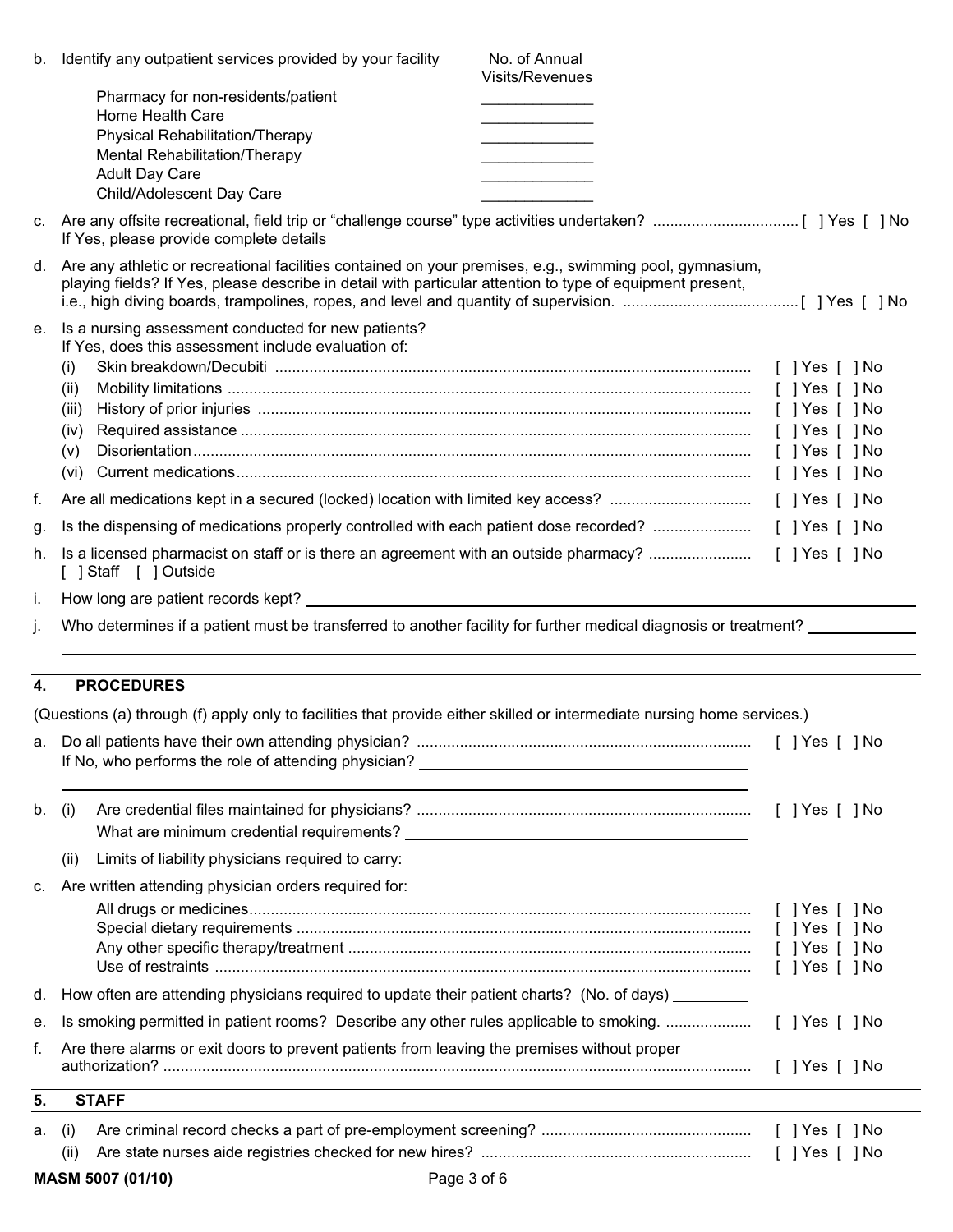b. Identify any outpatient services provided by your facility

| | No. of Annual Visits/Revenues |
|---|---|
| Pharmacy for non-residents/patient | _____________ |
| Home Health Care | _____________ |
| Physical Rehabilitation/Therapy | _____________ |
| Mental Rehabilitation/Therapy | _____________ |
| Adult Day Care | _____________ |
| Child/Adolescent Day Care | _____________ |

c. Are any offsite recreational, field trip or "challenge course" type activities undertaken? .................................. [ ] Yes [ ] No
If Yes, please provide complete details

d. Are any athletic or recreational facilities contained on your premises, e.g., swimming pool, gymnasium, playing fields? If Yes, please describe in detail with particular attention to type of equipment present, i.e., high diving boards, trampolines, ropes, and level and quantity of supervision. ......................................... [ ] Yes [ ] No

e. Is a nursing assessment conducted for new patients?
If Yes, does this assessment include evaluation of:
- (i) Skin breakdown/Decubiti ............................................................................................................. [ ] Yes [ ] No
- (ii) Mobility limitations ......................................................................................................... [ ] Yes [ ] No
- (iii) History of prior injuries .................................................................................................. [ ] Yes [ ] No
- (iv) Required assistance ...................................................................................................... [ ] Yes [ ] No
- (v) Disorientation................................................................................................................. [ ] Yes [ ] No
- (vi) Current medications....................................................................................................... [ ] Yes [ ] No

f. Are all medications kept in a secured (locked) location with limited key access? ................................ [ ] Yes [ ] No

g. Is the dispensing of medications properly controlled with each patient dose recorded? ...................... [ ] Yes [ ] No

h. Is a licensed pharmacist on staff or is there an agreement with an outside pharmacy? ....................... [ ] Yes [ ] No
[ ] Staff [ ] Outside

i. How long are patient records kept? ______________________________

j. Who determines if a patient must be transferred to another facility for further medical diagnosis or treatment? ____________

______________________________

## 4. PROCEDURES

(Questions (a) through (f) apply only to facilities that provide either skilled or intermediate nursing home services.)

a. Do all patients have their own attending physician? ............................................................................ [ ] Yes [ ] No
If No, who performs the role of attending physician? ______________________________

______________________________

b. (i) Are credential files maintained for physicians? ............................................................................ [ ] Yes [ ] No
What are minimum credential requirements? ______________________________

(ii) Limits of liability physicians required to carry: ______________________________

c. Are written attending physician orders required for:
- All drugs or medicines.................................................................................................................. [ ] Yes [ ] No
- Special dietary requirements ........................................................................................................ [ ] Yes [ ] No
- Any other specific therapy/treatment ............................................................................................ [ ] Yes [ ] No
- Use of restraints .......................................................................................................................... [ ] Yes [ ] No

d. How often are attending physicians required to update their patient charts? (No. of days) _________

e. Is smoking permitted in patient rooms? Describe any other rules applicable to smoking. .................... [ ] Yes [ ] No

f. Are there alarms or exit doors to prevent patients from leaving the premises without proper authorization? ....................................................................................................................................... [ ] Yes [ ] No

## 5. STAFF

a. (i) Are criminal record checks a part of pre-employment screening? ................................................ [ ] Yes [ ] No
(ii) Are state nurses aide registries checked for new hires? ............................................................. [ ] Yes [ ] No

MASM 5007 (01/10)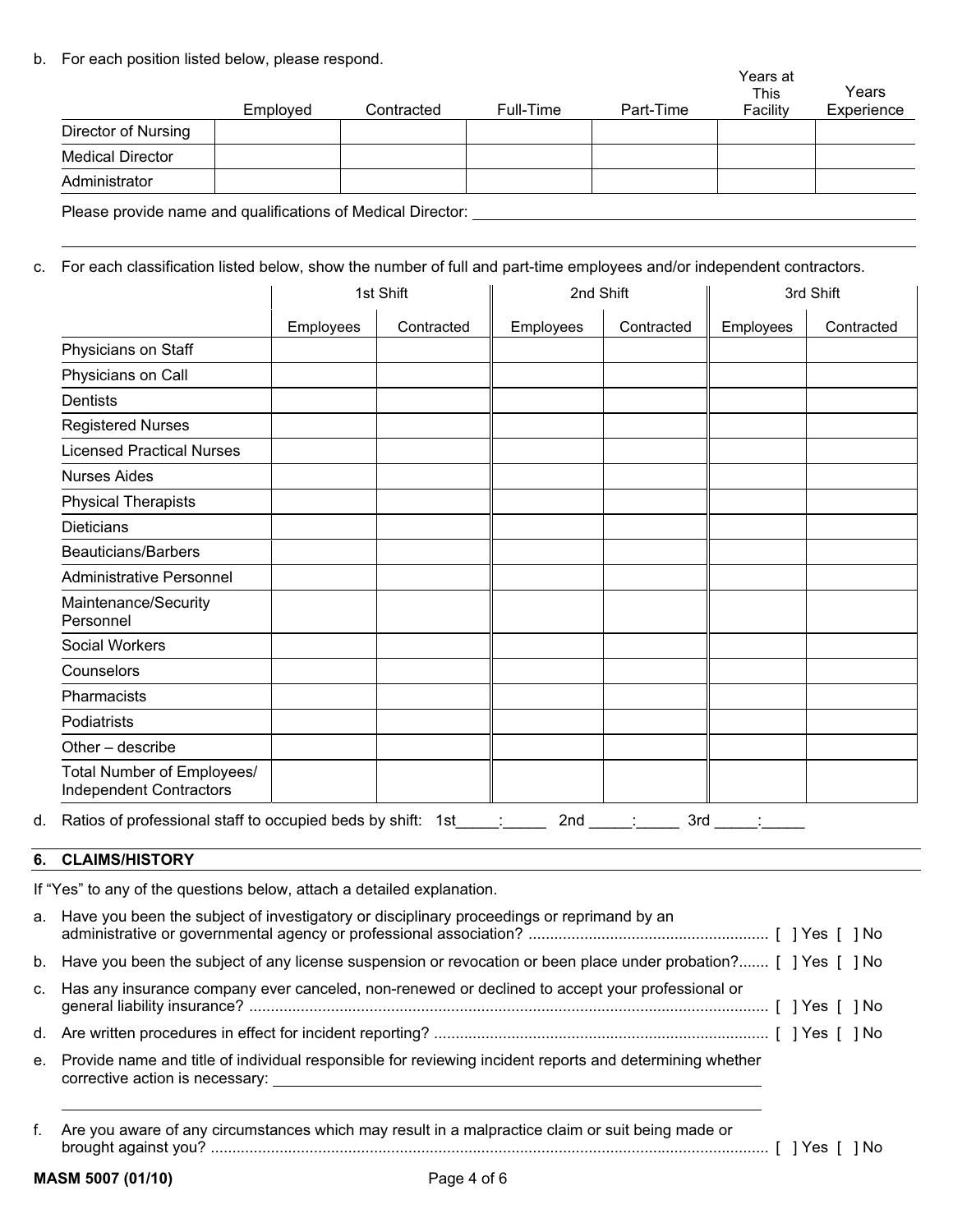b. For each position listed below, please respond.

| | Employed | Contracted | Full-Time | Part-Time | Years at This Facility | Years Experience |
|---|---|---|---|---|---|---|
| Director of Nursing | | | | | | |
| Medical Director | | | | | | |
| Administrator | | | | | | |

Please provide name and qualifications of Medical Director: ______________________________________________

______________________________________________________________________________

c. For each classification listed below, show the number of full and part-time employees and/or independent contractors.

| | 1st Shift | | 2nd Shift | | 3rd Shift | |
|---|---|---|---|---|---|---|
| | Employees | Contracted | Employees | Contracted | Employees | Contracted |
| Physicians on Staff | | | | | | |
| Physicians on Call | | | | | | |
| Dentists | | | | | | |
| Registered Nurses | | | | | | |
| Licensed Practical Nurses | | | | | | |
| Nurses Aides | | | | | | |
| Physical Therapists | | | | | | |
| Dieticians | | | | | | |
| Beauticians/Barbers | | | | | | |
| Administrative Personnel | | | | | | |
| Maintenance/Security Personnel | | | | | | |
| Social Workers | | | | | | |
| Counselors | | | | | | |
| Pharmacists | | | | | | |
| Podiatrists | | | | | | |
| Other – describe | | | | | | |
| Total Number of Employees/ Independent Contractors | | | | | | |

d. Ratios of professional staff to occupied beds by shift: 1st_____:_____ 2nd _____:_____ 3rd _____:_____

## 6. CLAIMS/HISTORY

If "Yes" to any of the questions below, attach a detailed explanation.

a. Have you been the subject of investigatory or disciplinary proceedings or reprimand by an administrative or governmental agency or professional association? ....................................................... [ ] Yes [ ] No

b. Have you been the subject of any license suspension or revocation or been place under probation?....... [ ] Yes [ ] No

c. Has any insurance company ever canceled, non-renewed or declined to accept your professional or general liability insurance? ........................................................................................................................ [ ] Yes [ ] No

d. Are written procedures in effect for incident reporting? ............................................................................ [ ] Yes [ ] No

e. Provide name and title of individual responsible for reviewing incident reports and determining whether corrective action is necessary: ______________________________________________

______________________________________________________________________________

f. Are you aware of any circumstances which may result in a malpractice claim or suit being made or brought against you? ............................................................................................................................... [ ] Yes [ ] No

MASM 5007 (01/10)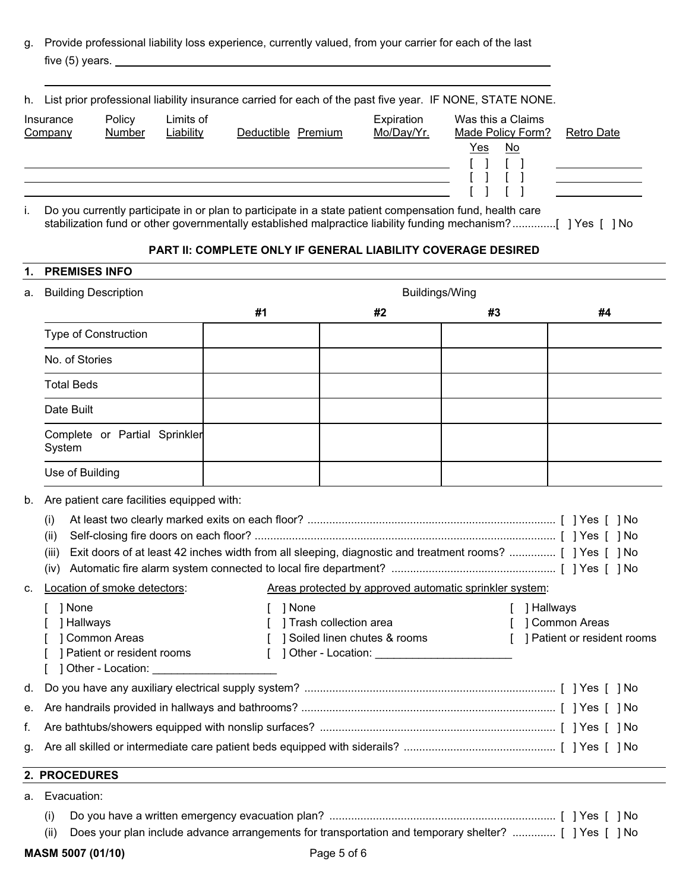g. Provide professional liability loss experience, currently valued, from your carrier for each of the last five (5) years. ______________________________________________________________

______________________________________________________________

h. List prior professional liability insurance carried for each of the past five year. IF NONE, STATE NONE.

| Insurance Company | Policy Number | Limits of Liability | Deductible | Premium | Expiration Mo/Day/Yr. | Was this a Claims Made Policy Form? Yes | No | Retro Date |
|---|---|---|---|---|---|---|---|---|
| | | | | | | [ ] | [ ] | |
| | | | | | | [ ] | [ ] | |
| | | | | | | [ ] | [ ] | |

i. Do you currently participate in or plan to participate in a state patient compensation fund, health care stabilization fund or other governmentally established malpractice liability funding mechanism?.............[ ] Yes [ ] No

## PART II: COMPLETE ONLY IF GENERAL LIABILITY COVERAGE DESIRED

### 1. PREMISES INFO

a. Building Description

| | Buildings/Wing #1 | #2 | #3 | #4 |
|---|---|---|---|---|
| Type of Construction | | | | |
| No. of Stories | | | | |
| Total Beds | | | | |
| Date Built | | | | |
| Complete or Partial Sprinkler System | | | | |
| Use of Building | | | | |

b. Are patient care facilities equipped with:

(i) At least two clearly marked exits on each floor? .................... [ ] Yes [ ] No

(ii) Self-closing fire doors on each floor? .................... [ ] Yes [ ] No

(iii) Exit doors of at least 42 inches width from all sleeping, diagnostic and treatment rooms? ............... [ ] Yes [ ] No

(iv) Automatic fire alarm system connected to local fire department? .................... [ ] Yes [ ] No

c. Location of smoke detectors:

[ ] None
[ ] Hallways
[ ] Common Areas
[ ] Patient or resident rooms
[ ] Other - Location: ____________________

Areas protected by approved automatic sprinkler system:

[ ] None
[ ] Trash collection area
[ ] Soiled linen chutes & rooms
[ ] Other - Location: ______________________
[ ] Hallways
[ ] Common Areas
[ ] Patient or resident rooms

d. Do you have any auxiliary electrical supply system? .................... [ ] Yes [ ] No

e. Are handrails provided in hallways and bathrooms? .................... [ ] Yes [ ] No

f. Are bathtubs/showers equipped with nonslip surfaces? .................... [ ] Yes [ ] No

g. Are all skilled or intermediate care patient beds equipped with siderails? .................... [ ] Yes [ ] No

### 2. PROCEDURES

a. Evacuation:

(i) Do you have a written emergency evacuation plan? .................... [ ] Yes [ ] No

(ii) Does your plan include advance arrangements for transportation and temporary shelter? .............. [ ] Yes [ ] No

MASM 5007 (01/10)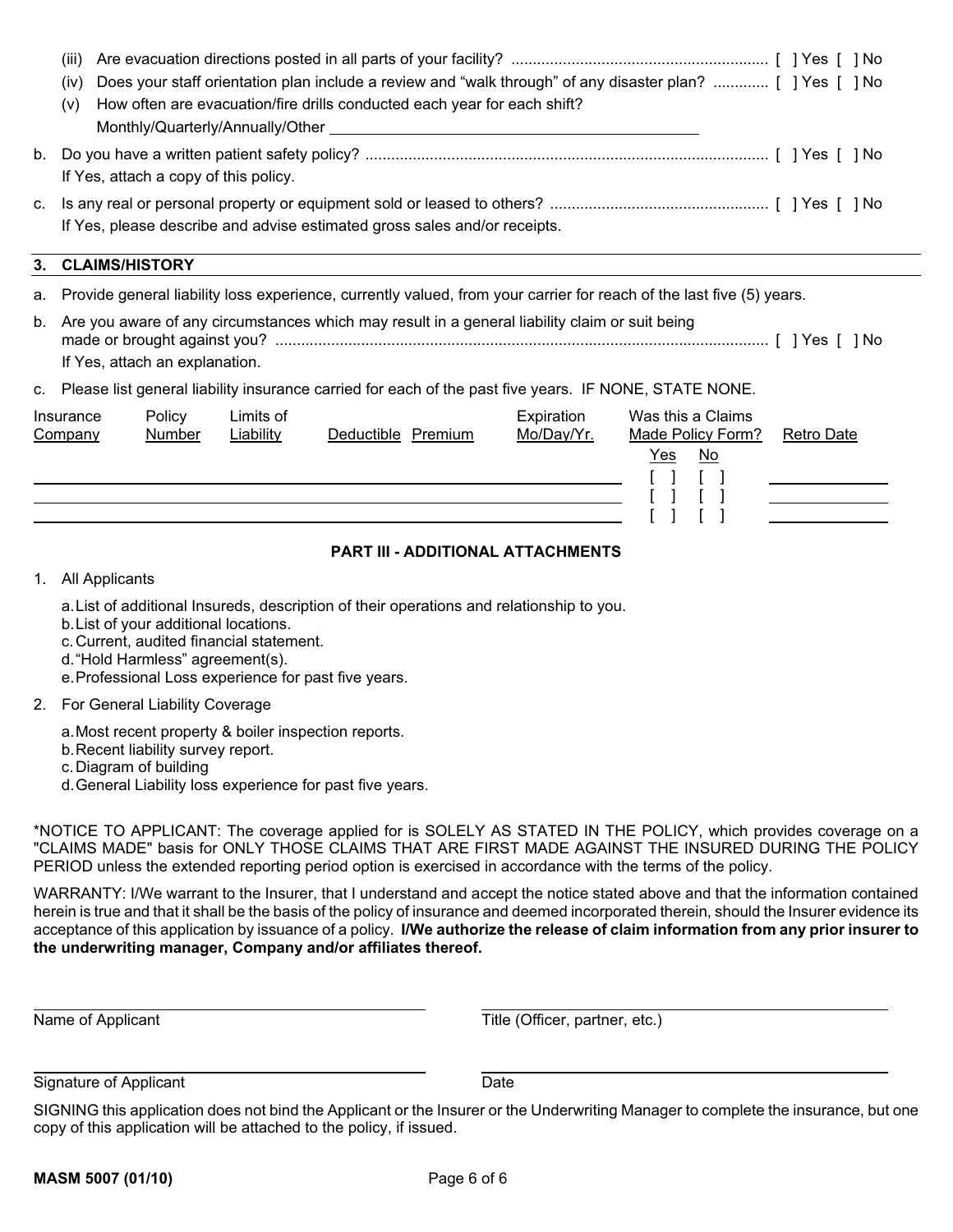(iii) Are evacuation directions posted in all parts of your facility? ........................................................... [ ] Yes [ ] No

(iv) Does your staff orientation plan include a review and "walk through" of any disaster plan? ............. [ ] Yes [ ] No

(v) How often are evacuation/fire drills conducted each year for each shift?
Monthly/Quarterly/Annually/Other ____________________________________________

b. Do you have a written patient safety policy? ............................................................................................. [ ] Yes [ ] No
If Yes, attach a copy of this policy.

c. Is any real or personal property or equipment sold or leased to others? .................................................. [ ] Yes [ ] No
If Yes, please describe and advise estimated gross sales and/or receipts.

## 3. CLAIMS/HISTORY

a. Provide general liability loss experience, currently valued, from your carrier for reach of the last five (5) years.

b. Are you aware of any circumstances which may result in a general liability claim or suit being made or brought against you? .................................................................................................................. [ ] Yes [ ] No
If Yes, attach an explanation.

c. Please list general liability insurance carried for each of the past five years. IF NONE, STATE NONE.

| Insurance Company | Policy Number | Limits of Liability | Deductible | Premium | Expiration Mo/Day/Yr. | Was this a Claims Made Policy Form? Yes | No | Retro Date |
|---|---|---|---|---|---|---|---|---|
| | | | | | | [ ] | [ ] | |
| | | | | | | [ ] | [ ] | |
| | | | | | | [ ] | [ ] | |

## PART III - ADDITIONAL ATTACHMENTS

1. All Applicants

   a. List of additional Insureds, description of their operations and relationship to you.
   b. List of your additional locations.
   c. Current, audited financial statement.
   d. "Hold Harmless" agreement(s).
   e. Professional Loss experience for past five years.

2. For General Liability Coverage

   a. Most recent property & boiler inspection reports.
   b. Recent liability survey report.
   c. Diagram of building
   d. General Liability loss experience for past five years.

*NOTICE TO APPLICANT: The coverage applied for is SOLELY AS STATED IN THE POLICY, which provides coverage on a "CLAIMS MADE" basis for ONLY THOSE CLAIMS THAT ARE FIRST MADE AGAINST THE INSURED DURING THE POLICY PERIOD unless the extended reporting period option is exercised in accordance with the terms of the policy.

WARRANTY: I/We warrant to the Insurer, that I understand and accept the notice stated above and that the information contained herein is true and that it shall be the basis of the policy of insurance and deemed incorporated therein, should the Insurer evidence its acceptance of this application by issuance of a policy. **I/We authorize the release of claim information from any prior insurer to the underwriting manager, Company and/or affiliates thereof.**

Name of Applicant ____________________ Title (Officer, partner, etc.) ____________________

Signature of Applicant ____________________ Date ____________________

SIGNING this application does not bind the Applicant or the Insurer or the Underwriting Manager to complete the insurance, but one copy of this application will be attached to the policy, if issued.

**MASM 5007 (01/10)**